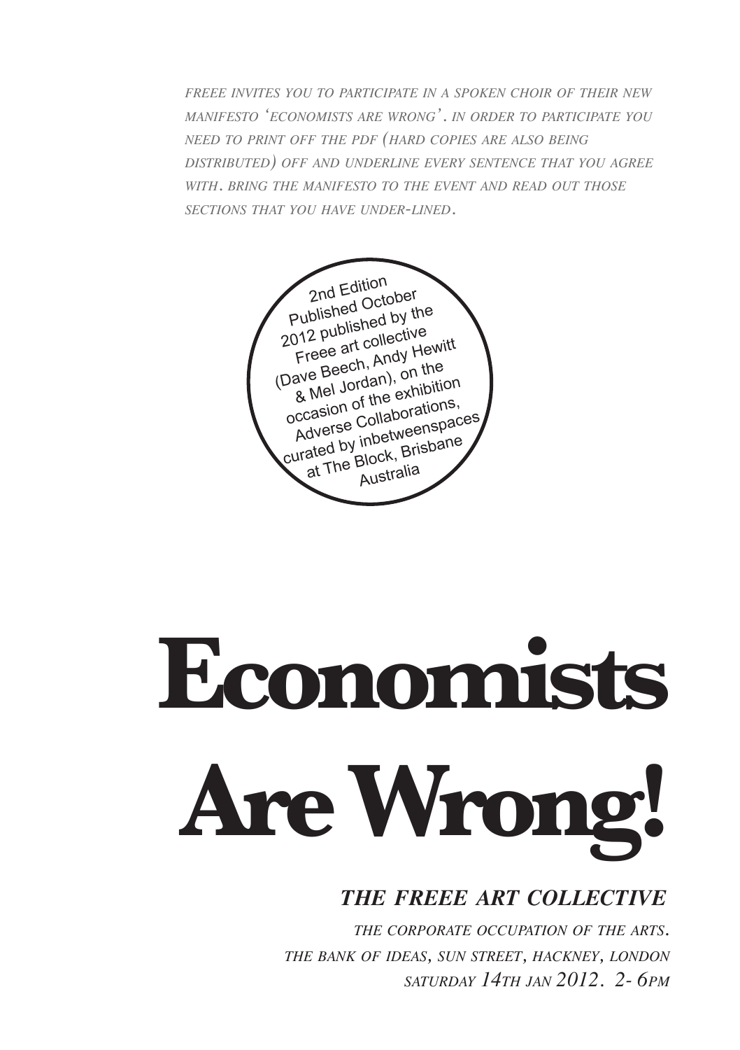*freee invites you to participate in a spoken choir of their new manifesto 'economists are wrong'. in order to participate you need to print off the pdf (hard copies are also being distributed) off and underline every sentence that you agree with. bring the manifesto to the event and read out those sections that you have under-lined.*

2nd Edition Published October 2012 published by the Freee art collective (Dave Beech, Andy Hewitt & Mel Jordan), on the occasion of the exhibition Adverse Collaborations, curated by inbetweenspaces at The Block, Brisbane Australia

# Economists Are Wrong!

### *THE FREEE ART COLLECTIVE*

*the corporate occupation of the arts.*
*the bank of ideas, sun street, hackney, london*
*saturday 14th jan 2012. 2- 6pm*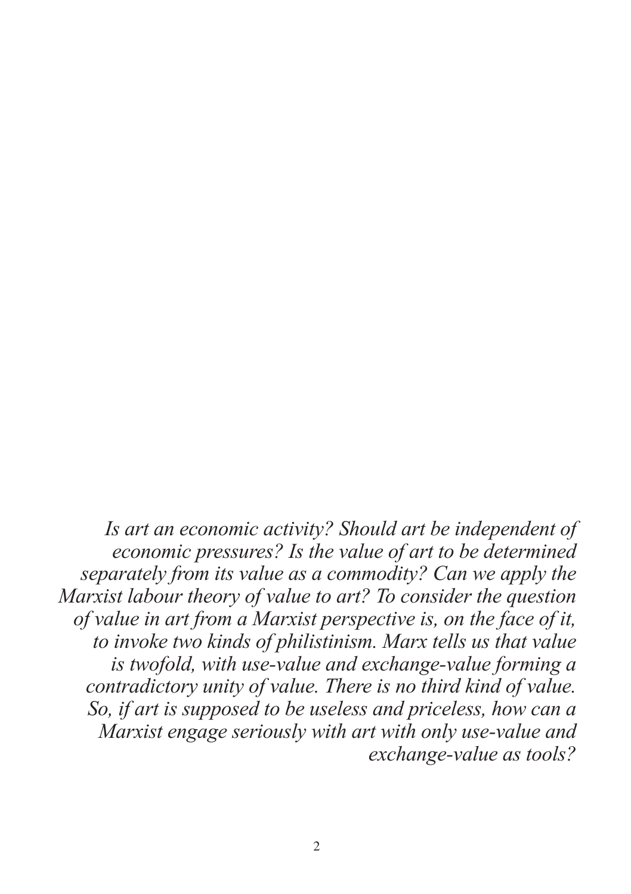*Is art an economic activity? Should art be independent of economic pressures? Is the value of art to be determined separately from its value as a commodity? Can we apply the Marxist labour theory of value to art? To consider the question of value in art from a Marxist perspective is, on the face of it, to invoke two kinds of philistinism. Marx tells us that value is twofold, with use-value and exchange-value forming a contradictory unity of value. There is no third kind of value. So, if art is supposed to be useless and priceless, how can a Marxist engage seriously with art with only use-value and exchange-value as tools?*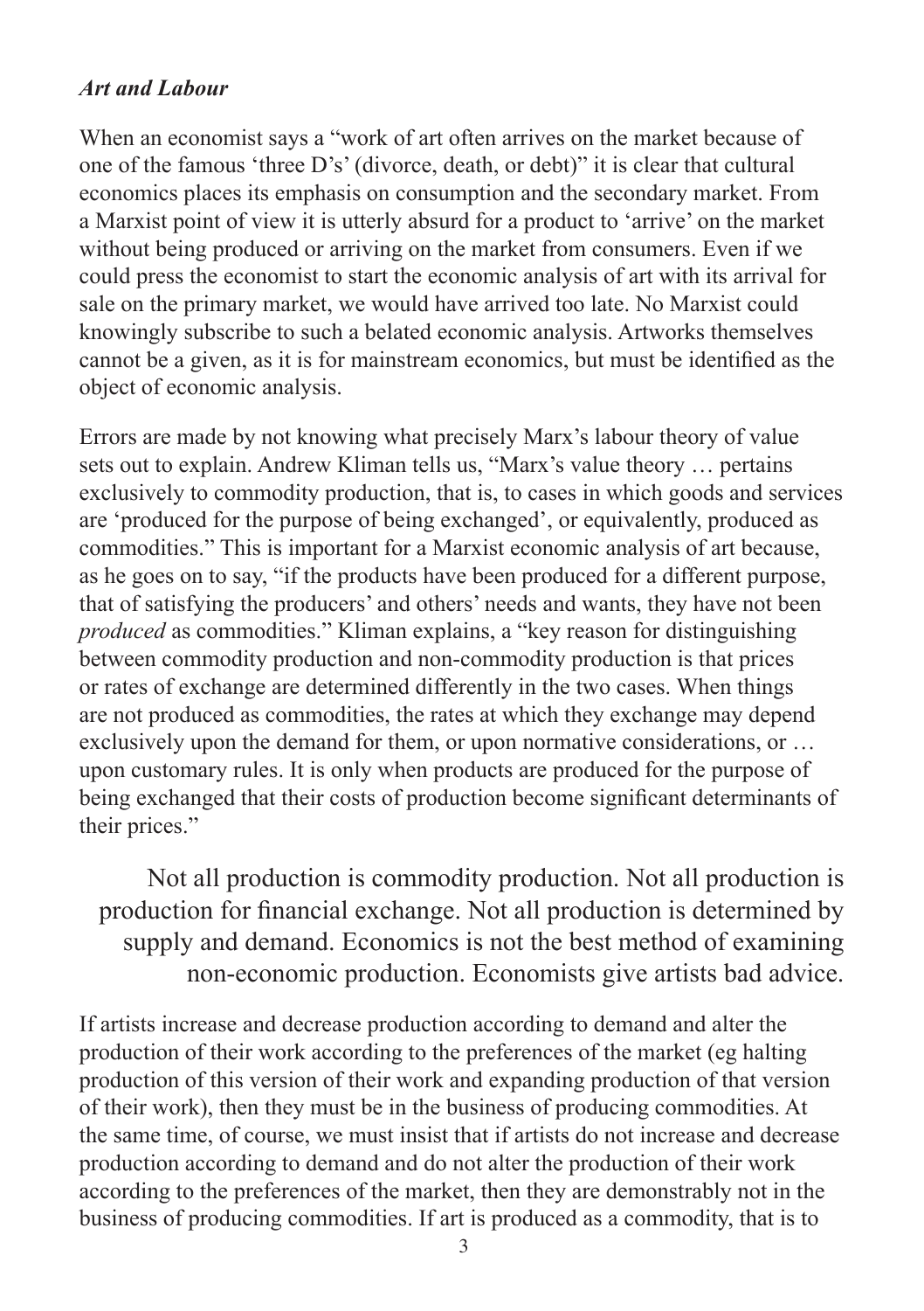### *Art and Labour*

When an economist says a "work of art often arrives on the market because of one of the famous 'three D's' (divorce, death, or debt)" it is clear that cultural economics places its emphasis on consumption and the secondary market. From a Marxist point of view it is utterly absurd for a product to 'arrive' on the market without being produced or arriving on the market from consumers. Even if we could press the economist to start the economic analysis of art with its arrival for sale on the primary market, we would have arrived too late. No Marxist could knowingly subscribe to such a belated economic analysis. Artworks themselves cannot be a given, as it is for mainstream economics, but must be identified as the object of economic analysis.

Errors are made by not knowing what precisely Marx's labour theory of value sets out to explain. Andrew Kliman tells us, "Marx's value theory … pertains exclusively to commodity production, that is, to cases in which goods and services are 'produced for the purpose of being exchanged', or equivalently, produced as commodities." This is important for a Marxist economic analysis of art because, as he goes on to say, "if the products have been produced for a different purpose, that of satisfying the producers' and others' needs and wants, they have not been *produced* as commodities." Kliman explains, a "key reason for distinguishing between commodity production and non-commodity production is that prices or rates of exchange are determined differently in the two cases. When things are not produced as commodities, the rates at which they exchange may depend exclusively upon the demand for them, or upon normative considerations, or … upon customary rules. It is only when products are produced for the purpose of being exchanged that their costs of production become significant determinants of their prices."

> Not all production is commodity production. Not all production is production for financial exchange. Not all production is determined by supply and demand. Economics is not the best method of examining non-economic production. Economists give artists bad advice.

If artists increase and decrease production according to demand and alter the production of their work according to the preferences of the market (eg halting production of this version of their work and expanding production of that version of their work), then they must be in the business of producing commodities. At the same time, of course, we must insist that if artists do not increase and decrease production according to demand and do not alter the production of their work according to the preferences of the market, then they are demonstrably not in the business of producing commodities. If art is produced as a commodity, that is to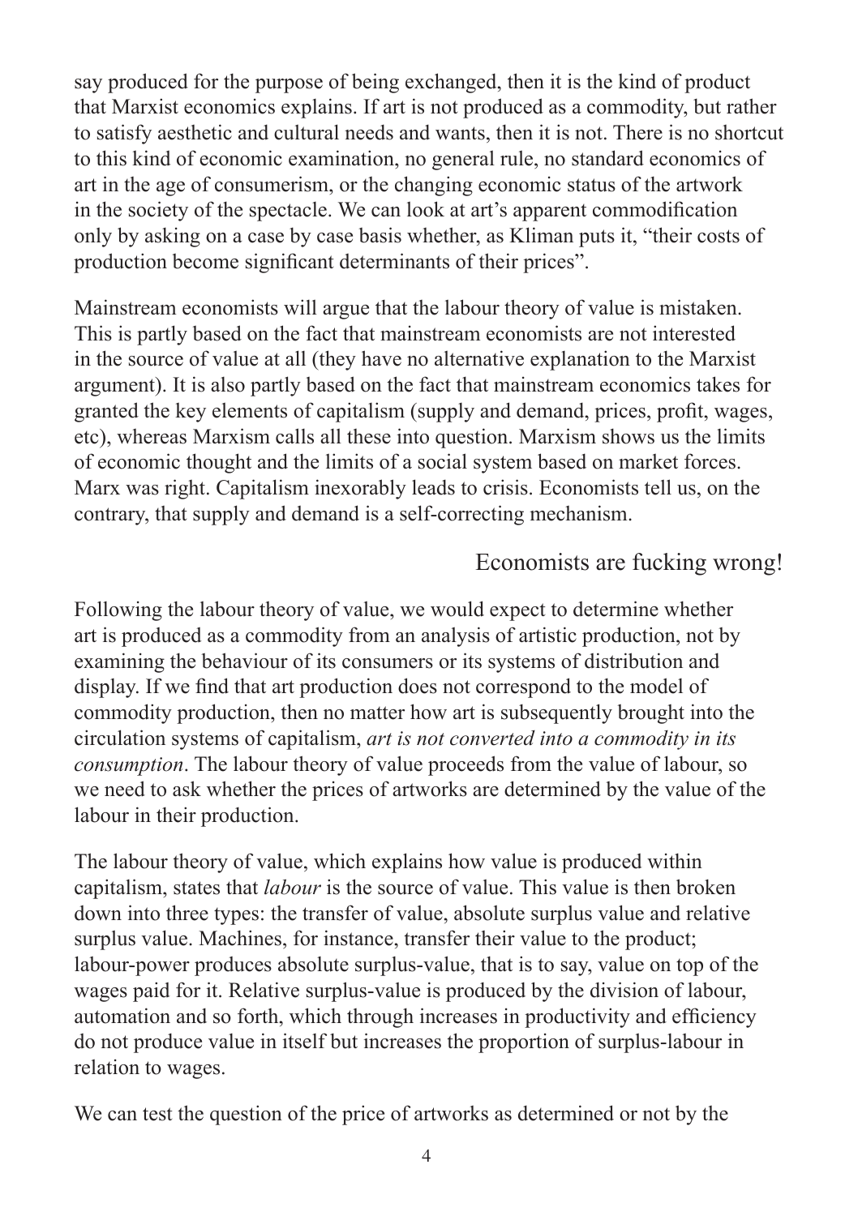say produced for the purpose of being exchanged, then it is the kind of product that Marxist economics explains. If art is not produced as a commodity, but rather to satisfy aesthetic and cultural needs and wants, then it is not. There is no shortcut to this kind of economic examination, no general rule, no standard economics of art in the age of consumerism, or the changing economic status of the artwork in the society of the spectacle. We can look at art's apparent commodification only by asking on a case by case basis whether, as Kliman puts it, "their costs of production become significant determinants of their prices".

Mainstream economists will argue that the labour theory of value is mistaken. This is partly based on the fact that mainstream economists are not interested in the source of value at all (they have no alternative explanation to the Marxist argument). It is also partly based on the fact that mainstream economics takes for granted the key elements of capitalism (supply and demand, prices, profit, wages, etc), whereas Marxism calls all these into question. Marxism shows us the limits of economic thought and the limits of a social system based on market forces. Marx was right. Capitalism inexorably leads to crisis. Economists tell us, on the contrary, that supply and demand is a self-correcting mechanism.

Economists are fucking wrong!

Following the labour theory of value, we would expect to determine whether art is produced as a commodity from an analysis of artistic production, not by examining the behaviour of its consumers or its systems of distribution and display. If we find that art production does not correspond to the model of commodity production, then no matter how art is subsequently brought into the circulation systems of capitalism, *art is not converted into a commodity in its consumption*. The labour theory of value proceeds from the value of labour, so we need to ask whether the prices of artworks are determined by the value of the labour in their production.

The labour theory of value, which explains how value is produced within capitalism, states that *labour* is the source of value. This value is then broken down into three types: the transfer of value, absolute surplus value and relative surplus value. Machines, for instance, transfer their value to the product; labour-power produces absolute surplus-value, that is to say, value on top of the wages paid for it. Relative surplus-value is produced by the division of labour, automation and so forth, which through increases in productivity and efficiency do not produce value in itself but increases the proportion of surplus-labour in relation to wages.

We can test the question of the price of artworks as determined or not by the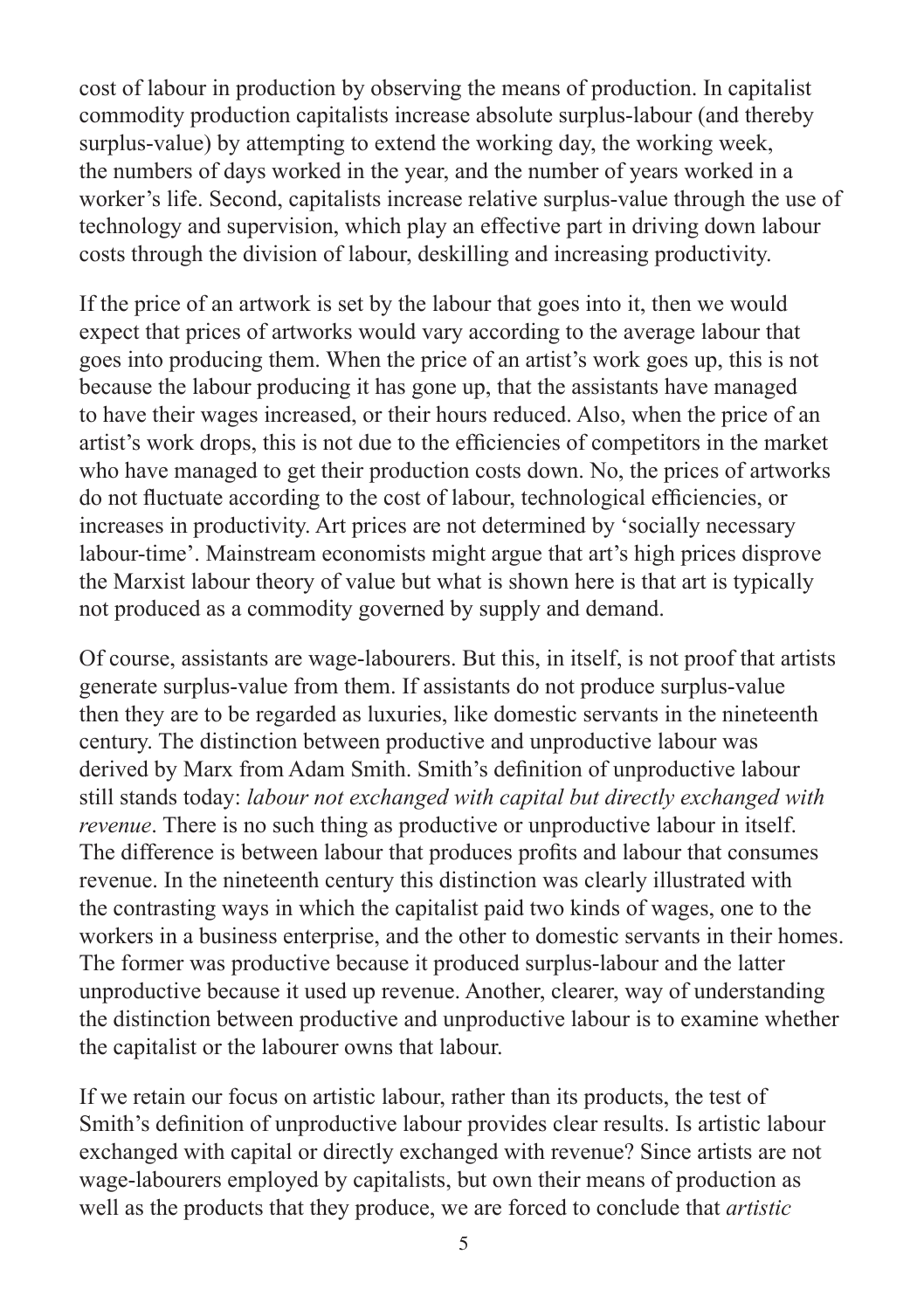cost of labour in production by observing the means of production. In capitalist commodity production capitalists increase absolute surplus-labour (and thereby surplus-value) by attempting to extend the working day, the working week, the numbers of days worked in the year, and the number of years worked in a worker's life. Second, capitalists increase relative surplus-value through the use of technology and supervision, which play an effective part in driving down labour costs through the division of labour, deskilling and increasing productivity.

If the price of an artwork is set by the labour that goes into it, then we would expect that prices of artworks would vary according to the average labour that goes into producing them. When the price of an artist's work goes up, this is not because the labour producing it has gone up, that the assistants have managed to have their wages increased, or their hours reduced. Also, when the price of an artist's work drops, this is not due to the efficiencies of competitors in the market who have managed to get their production costs down. No, the prices of artworks do not fluctuate according to the cost of labour, technological efficiencies, or increases in productivity. Art prices are not determined by 'socially necessary labour-time'. Mainstream economists might argue that art's high prices disprove the Marxist labour theory of value but what is shown here is that art is typically not produced as a commodity governed by supply and demand.

Of course, assistants are wage-labourers. But this, in itself, is not proof that artists generate surplus-value from them. If assistants do not produce surplus-value then they are to be regarded as luxuries, like domestic servants in the nineteenth century. The distinction between productive and unproductive labour was derived by Marx from Adam Smith. Smith's definition of unproductive labour still stands today: *labour not exchanged with capital but directly exchanged with revenue*. There is no such thing as productive or unproductive labour in itself. The difference is between labour that produces profits and labour that consumes revenue. In the nineteenth century this distinction was clearly illustrated with the contrasting ways in which the capitalist paid two kinds of wages, one to the workers in a business enterprise, and the other to domestic servants in their homes. The former was productive because it produced surplus-labour and the latter unproductive because it used up revenue. Another, clearer, way of understanding the distinction between productive and unproductive labour is to examine whether the capitalist or the labourer owns that labour.

If we retain our focus on artistic labour, rather than its products, the test of Smith's definition of unproductive labour provides clear results. Is artistic labour exchanged with capital or directly exchanged with revenue? Since artists are not wage-labourers employed by capitalists, but own their means of production as well as the products that they produce, we are forced to conclude that *artistic*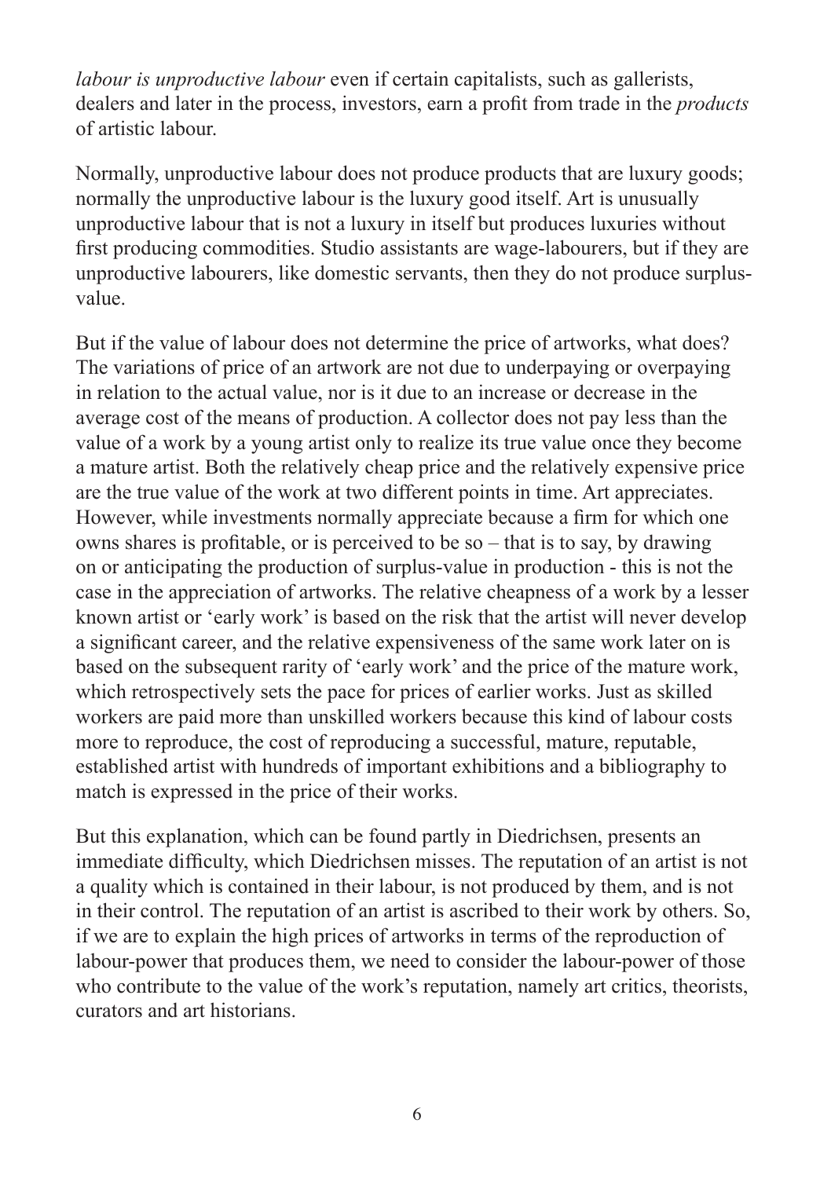*labour is unproductive labour* even if certain capitalists, such as gallerists, dealers and later in the process, investors, earn a profit from trade in the *products* of artistic labour.

Normally, unproductive labour does not produce products that are luxury goods; normally the unproductive labour is the luxury good itself. Art is unusually unproductive labour that is not a luxury in itself but produces luxuries without first producing commodities. Studio assistants are wage-labourers, but if they are unproductive labourers, like domestic servants, then they do not produce surplus-value.

But if the value of labour does not determine the price of artworks, what does? The variations of price of an artwork are not due to underpaying or overpaying in relation to the actual value, nor is it due to an increase or decrease in the average cost of the means of production. A collector does not pay less than the value of a work by a young artist only to realize its true value once they become a mature artist. Both the relatively cheap price and the relatively expensive price are the true value of the work at two different points in time. Art appreciates. However, while investments normally appreciate because a firm for which one owns shares is profitable, or is perceived to be so – that is to say, by drawing on or anticipating the production of surplus-value in production - this is not the case in the appreciation of artworks. The relative cheapness of a work by a lesser known artist or 'early work' is based on the risk that the artist will never develop a significant career, and the relative expensiveness of the same work later on is based on the subsequent rarity of 'early work' and the price of the mature work, which retrospectively sets the pace for prices of earlier works. Just as skilled workers are paid more than unskilled workers because this kind of labour costs more to reproduce, the cost of reproducing a successful, mature, reputable, established artist with hundreds of important exhibitions and a bibliography to match is expressed in the price of their works.

But this explanation, which can be found partly in Diedrichsen, presents an immediate difficulty, which Diedrichsen misses. The reputation of an artist is not a quality which is contained in their labour, is not produced by them, and is not in their control. The reputation of an artist is ascribed to their work by others. So, if we are to explain the high prices of artworks in terms of the reproduction of labour-power that produces them, we need to consider the labour-power of those who contribute to the value of the work's reputation, namely art critics, theorists, curators and art historians.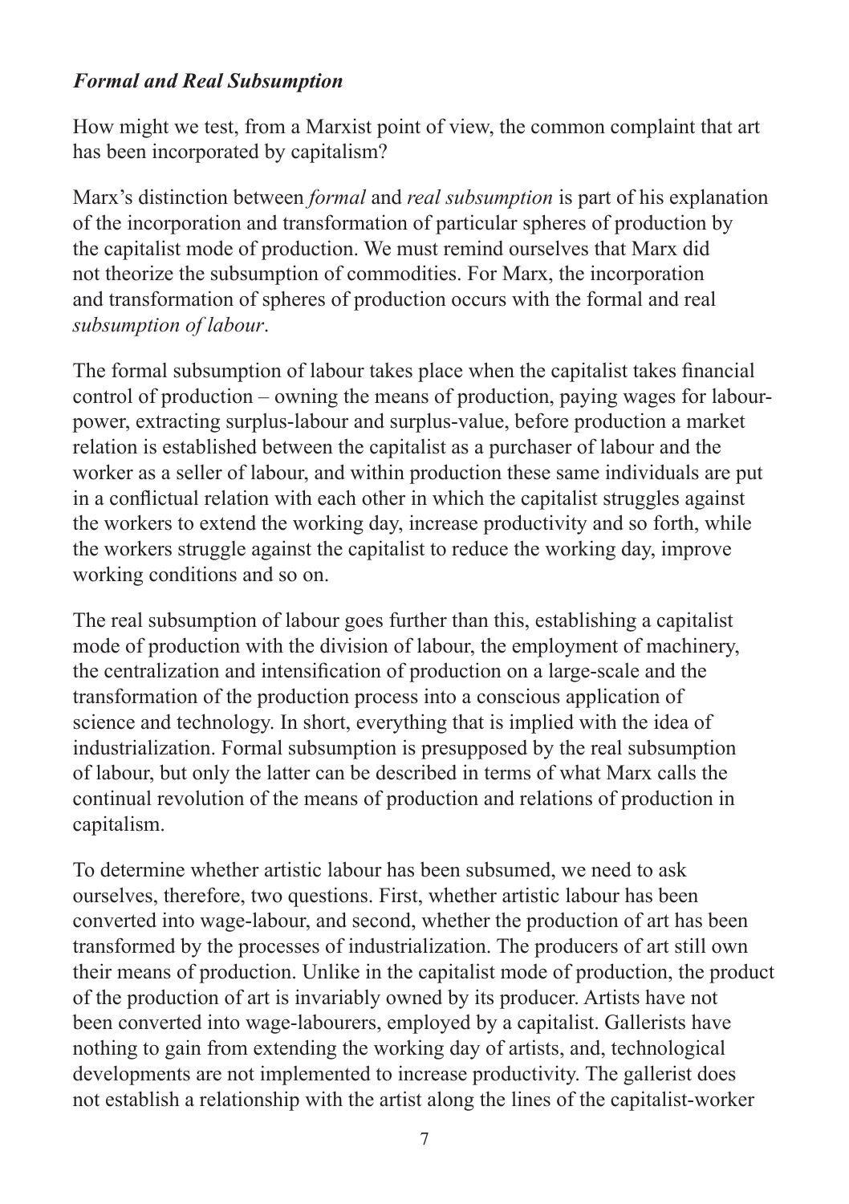***Formal and Real Subsumption***

How might we test, from a Marxist point of view, the common complaint that art has been incorporated by capitalism?

Marx's distinction between *formal* and *real subsumption* is part of his explanation of the incorporation and transformation of particular spheres of production by the capitalist mode of production. We must remind ourselves that Marx did not theorize the subsumption of commodities. For Marx, the incorporation and transformation of spheres of production occurs with the formal and real *subsumption of labour*.

The formal subsumption of labour takes place when the capitalist takes financial control of production – owning the means of production, paying wages for labour-power, extracting surplus-labour and surplus-value, before production a market relation is established between the capitalist as a purchaser of labour and the worker as a seller of labour, and within production these same individuals are put in a conflictual relation with each other in which the capitalist struggles against the workers to extend the working day, increase productivity and so forth, while the workers struggle against the capitalist to reduce the working day, improve working conditions and so on.

The real subsumption of labour goes further than this, establishing a capitalist mode of production with the division of labour, the employment of machinery, the centralization and intensification of production on a large-scale and the transformation of the production process into a conscious application of science and technology. In short, everything that is implied with the idea of industrialization. Formal subsumption is presupposed by the real subsumption of labour, but only the latter can be described in terms of what Marx calls the continual revolution of the means of production and relations of production in capitalism.

To determine whether artistic labour has been subsumed, we need to ask ourselves, therefore, two questions. First, whether artistic labour has been converted into wage-labour, and second, whether the production of art has been transformed by the processes of industrialization. The producers of art still own their means of production. Unlike in the capitalist mode of production, the product of the production of art is invariably owned by its producer. Artists have not been converted into wage-labourers, employed by a capitalist. Gallerists have nothing to gain from extending the working day of artists, and, technological developments are not implemented to increase productivity. The gallerist does not establish a relationship with the artist along the lines of the capitalist-worker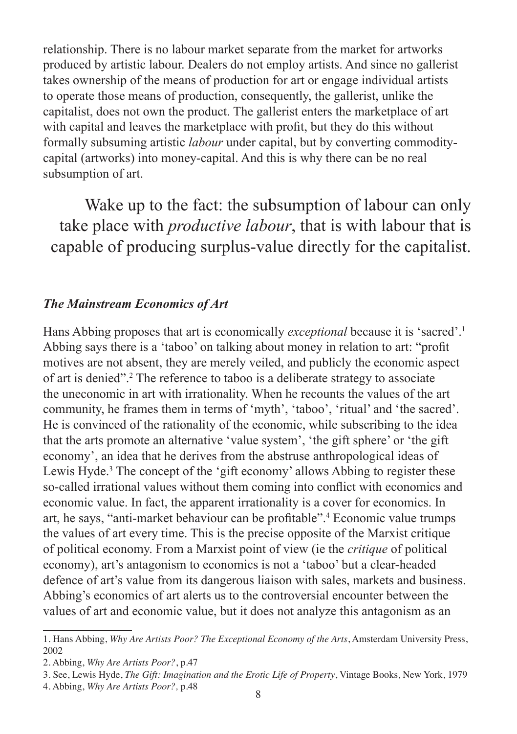relationship. There is no labour market separate from the market for artworks produced by artistic labour. Dealers do not employ artists. And since no gallerist takes ownership of the means of production for art or engage individual artists to operate those means of production, consequently, the gallerist, unlike the capitalist, does not own the product. The gallerist enters the marketplace of art with capital and leaves the marketplace with profit, but they do this without formally subsuming artistic *labour* under capital, but by converting commodity-capital (artworks) into money-capital. And this is why there can be no real subsumption of art.

> Wake up to the fact: the subsumption of labour can only take place with *productive labour*, that is with labour that is capable of producing surplus-value directly for the capitalist.

### *The Mainstream Economics of Art*

Hans Abbing proposes that art is economically *exceptional* because it is 'sacred'.[1] Abbing says there is a 'taboo' on talking about money in relation to art: "profit motives are not absent, they are merely veiled, and publicly the economic aspect of art is denied".[2] The reference to taboo is a deliberate strategy to associate the uneconomic in art with irrationality. When he recounts the values of the art community, he frames them in terms of 'myth', 'taboo', 'ritual' and 'the sacred'. He is convinced of the rationality of the economic, while subscribing to the idea that the arts promote an alternative 'value system', 'the gift sphere' or 'the gift economy', an idea that he derives from the abstruse anthropological ideas of Lewis Hyde.[3] The concept of the 'gift economy' allows Abbing to register these so-called irrational values without them coming into conflict with economics and economic value. In fact, the apparent irrationality is a cover for economics. In art, he says, "anti-market behaviour can be profitable".[4] Economic value trumps the values of art every time. This is the precise opposite of the Marxist critique of political economy. From a Marxist point of view (ie the *critique* of political economy), art's antagonism to economics is not a 'taboo' but a clear-headed defence of art's value from its dangerous liaison with sales, markets and business. Abbing's economics of art alerts us to the controversial encounter between the values of art and economic value, but it does not analyze this antagonism as an

---

1. Hans Abbing, *Why Are Artists Poor? The Exceptional Economy of the Arts*, Amsterdam University Press, 2002
2. Abbing, *Why Are Artists Poor?*, p.47
3. See, Lewis Hyde, *The Gift: Imagination and the Erotic Life of Property*, Vintage Books, New York, 1979
4. Abbing, *Why Are Artists Poor?*, p.48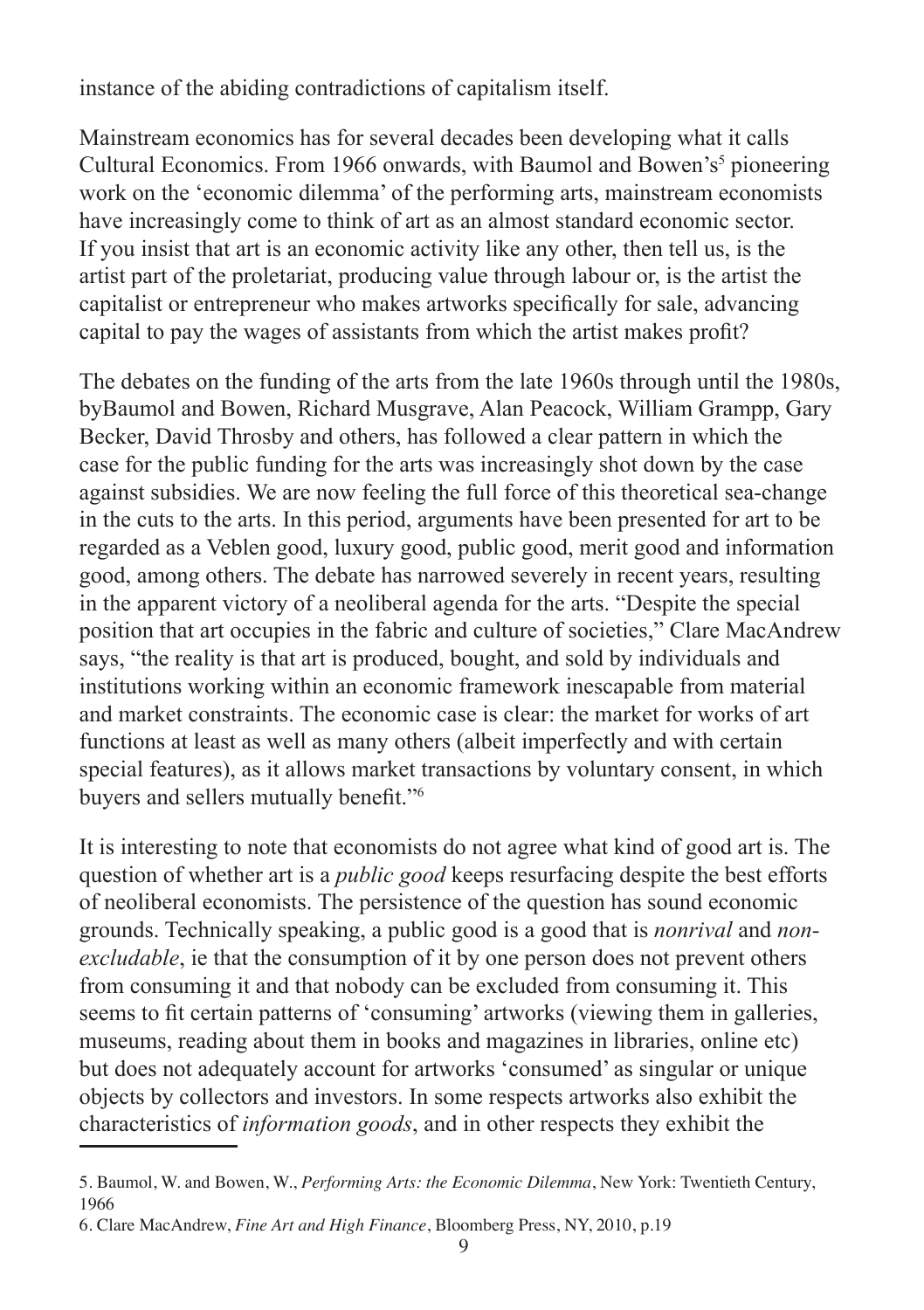instance of the abiding contradictions of capitalism itself.

Mainstream economics has for several decades been developing what it calls Cultural Economics. From 1966 onwards, with Baumol and Bowen's[5] pioneering work on the 'economic dilemma' of the performing arts, mainstream economists have increasingly come to think of art as an almost standard economic sector. If you insist that art is an economic activity like any other, then tell us, is the artist part of the proletariat, producing value through labour or, is the artist the capitalist or entrepreneur who makes artworks specifically for sale, advancing capital to pay the wages of assistants from which the artist makes profit?

The debates on the funding of the arts from the late 1960s through until the 1980s, byBaumol and Bowen, Richard Musgrave, Alan Peacock, William Grampp, Gary Becker, David Throsby and others, has followed a clear pattern in which the case for the public funding for the arts was increasingly shot down by the case against subsidies. We are now feeling the full force of this theoretical sea-change in the cuts to the arts. In this period, arguments have been presented for art to be regarded as a Veblen good, luxury good, public good, merit good and information good, among others. The debate has narrowed severely in recent years, resulting in the apparent victory of a neoliberal agenda for the arts. "Despite the special position that art occupies in the fabric and culture of societies," Clare MacAndrew says, "the reality is that art is produced, bought, and sold by individuals and institutions working within an economic framework inescapable from material and market constraints. The economic case is clear: the market for works of art functions at least as well as many others (albeit imperfectly and with certain special features), as it allows market transactions by voluntary consent, in which buyers and sellers mutually benefit."[6]

It is interesting to note that economists do not agree what kind of good art is. The question of whether art is a *public good* keeps resurfacing despite the best efforts of neoliberal economists. The persistence of the question has sound economic grounds. Technically speaking, a public good is a good that is *nonrival* and *non-excludable*, ie that the consumption of it by one person does not prevent others from consuming it and that nobody can be excluded from consuming it. This seems to fit certain patterns of 'consuming' artworks (viewing them in galleries, museums, reading about them in books and magazines in libraries, online etc) but does not adequately account for artworks 'consumed' as singular or unique objects by collectors and investors. In some respects artworks also exhibit the characteristics of *information goods*, and in other respects they exhibit the

5. Baumol, W. and Bowen, W., *Performing Arts: the Economic Dilemma*, New York: Twentieth Century, 1966

6. Clare MacAndrew, *Fine Art and High Finance*, Bloomberg Press, NY, 2010, p.19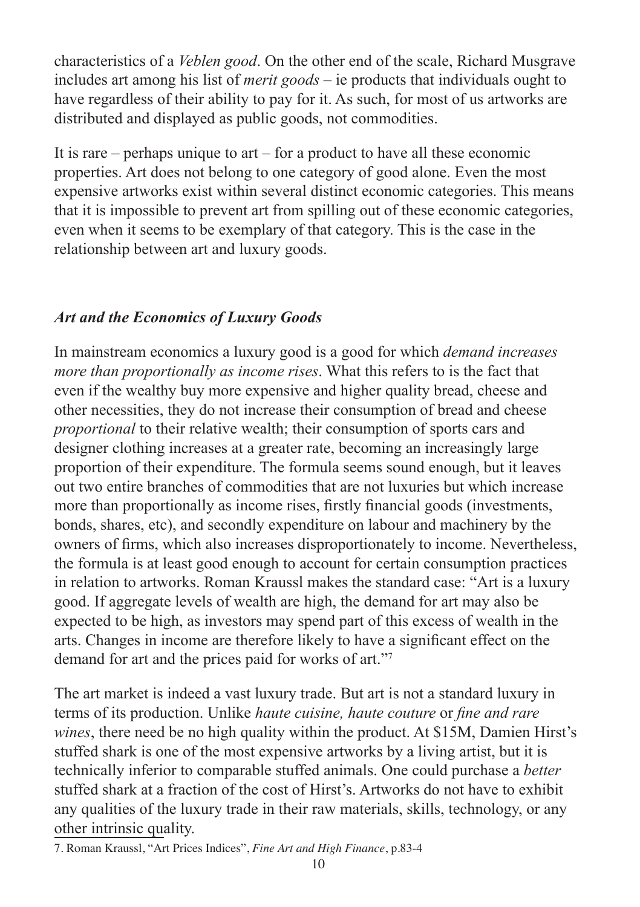characteristics of a *Veblen good*. On the other end of the scale, Richard Musgrave includes art among his list of *merit goods* – ie products that individuals ought to have regardless of their ability to pay for it. As such, for most of us artworks are distributed and displayed as public goods, not commodities.

It is rare – perhaps unique to art – for a product to have all these economic properties. Art does not belong to one category of good alone. Even the most expensive artworks exist within several distinct economic categories. This means that it is impossible to prevent art from spilling out of these economic categories, even when it seems to be exemplary of that category. This is the case in the relationship between art and luxury goods.

### *Art and the Economics of Luxury Goods*

In mainstream economics a luxury good is a good for which *demand increases more than proportionally as income rises*. What this refers to is the fact that even if the wealthy buy more expensive and higher quality bread, cheese and other necessities, they do not increase their consumption of bread and cheese *proportional* to their relative wealth; their consumption of sports cars and designer clothing increases at a greater rate, becoming an increasingly large proportion of their expenditure. The formula seems sound enough, but it leaves out two entire branches of commodities that are not luxuries but which increase more than proportionally as income rises, firstly financial goods (investments, bonds, shares, etc), and secondly expenditure on labour and machinery by the owners of firms, which also increases disproportionately to income. Nevertheless, the formula is at least good enough to account for certain consumption practices in relation to artworks. Roman Kraussl makes the standard case: "Art is a luxury good. If aggregate levels of wealth are high, the demand for art may also be expected to be high, as investors may spend part of this excess of wealth in the arts. Changes in income are therefore likely to have a significant effect on the demand for art and the prices paid for works of art."[7]

The art market is indeed a vast luxury trade. But art is not a standard luxury in terms of its production. Unlike *haute cuisine, haute couture* or *fine and rare wines*, there need be no high quality within the product. At $15M, Damien Hirst's stuffed shark is one of the most expensive artworks by a living artist, but it is technically inferior to comparable stuffed animals. One could purchase a *better* stuffed shark at a fraction of the cost of Hirst's. Artworks do not have to exhibit any qualities of the luxury trade in their raw materials, skills, technology, or any other intrinsic quality.

7. Roman Kraussl, "Art Prices Indices", *Fine Art and High Finance*, p.83-4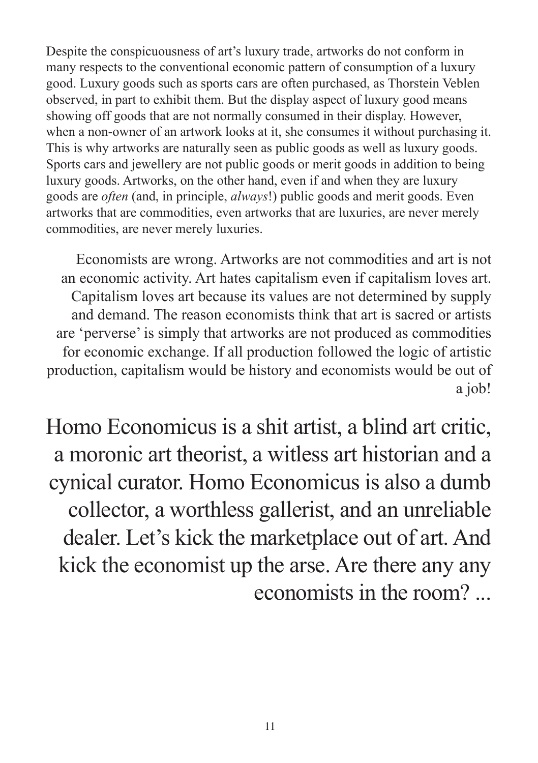Despite the conspicuousness of art's luxury trade, artworks do not conform in many respects to the conventional economic pattern of consumption of a luxury good. Luxury goods such as sports cars are often purchased, as Thorstein Veblen observed, in part to exhibit them. But the display aspect of luxury good means showing off goods that are not normally consumed in their display. However, when a non-owner of an artwork looks at it, she consumes it without purchasing it. This is why artworks are naturally seen as public goods as well as luxury goods. Sports cars and jewellery are not public goods or merit goods in addition to being luxury goods. Artworks, on the other hand, even if and when they are luxury goods are *often* (and, in principle, *always*!) public goods and merit goods. Even artworks that are commodities, even artworks that are luxuries, are never merely commodities, are never merely luxuries.

Economists are wrong. Artworks are not commodities and art is not an economic activity. Art hates capitalism even if capitalism loves art. Capitalism loves art because its values are not determined by supply and demand. The reason economists think that art is sacred or artists are 'perverse' is simply that artworks are not produced as commodities for economic exchange. If all production followed the logic of artistic production, capitalism would be history and economists would be out of a job!

Homo Economicus is a shit artist, a blind art critic, a moronic art theorist, a witless art historian and a cynical curator. Homo Economicus is also a dumb collector, a worthless gallerist, and an unreliable dealer. Let's kick the marketplace out of art. And kick the economist up the arse. Are there any any economists in the room? ...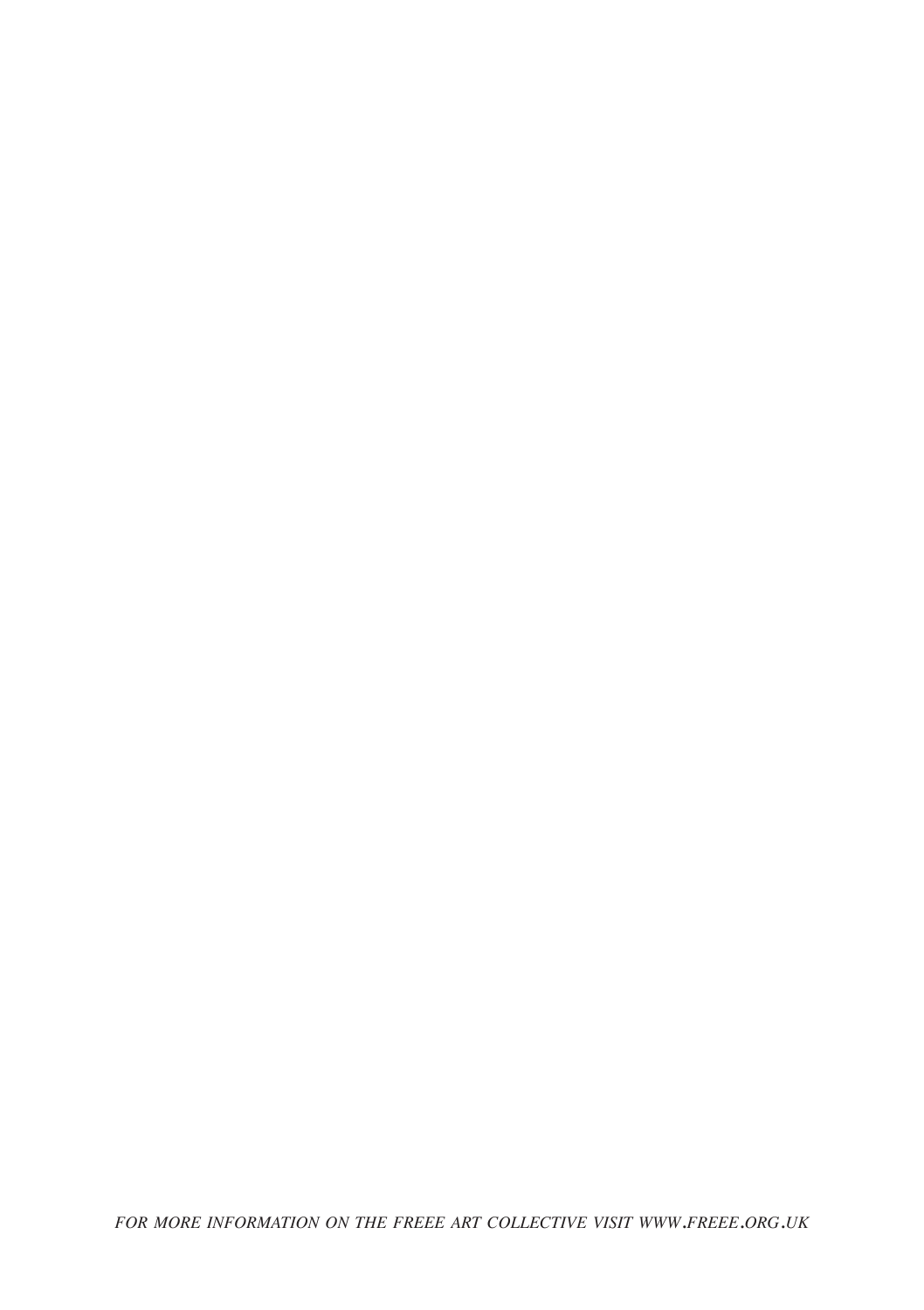*FOR MORE INFORMATION ON THE FREEE ART COLLECTIVE VISIT WWW.FREEE.ORG.UK*